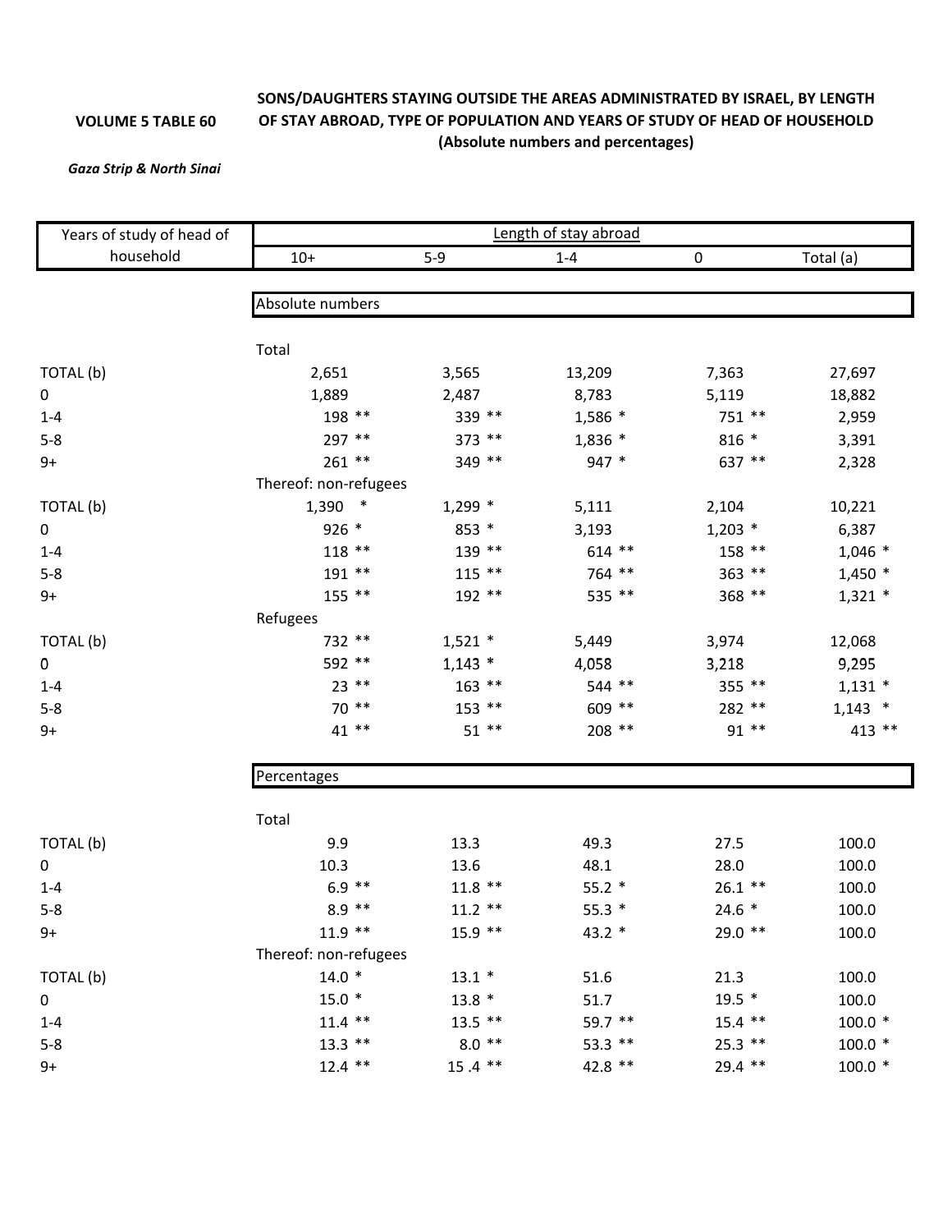**VOLUME 5 TABLE 60**

**SONS/DAUGHTERS STAYING OUTSIDE THE AREAS ADMINISTRATED BY ISRAEL, BY LENGTH OF STAY ABROAD, TYPE OF POPULATION AND YEARS OF STUDY OF HEAD OF HOUSEHOLD (Absolute numbers and percentages)**

***Gaza Strip & North Sinai***

| Years of study of head of household | Length of stay abroad | | | | |
|---|---|---|---|---|---|
| | 10+ | 5-9 | 1-4 | 0 | Total (a) |
| | Absolute numbers | | | | |
| | Total | | | | |
| TOTAL (b) | 2,651 | 3,565 | 13,209 | 7,363 | 27,697 |
| 0 | 1,889 | 2,487 | 8,783 | 5,119 | 18,882 |
| 1-4 | 198 ** | 339 ** | 1,586 * | 751 ** | 2,959 |
| 5-8 | 297 ** | 373 ** | 1,836 * | 816 * | 3,391 |
| 9+ | 261 ** | 349 ** | 947 * | 637 ** | 2,328 |
| | Thereof: non-refugees | | | | |
| TOTAL (b) | 1,390 * | 1,299 * | 5,111 | 2,104 | 10,221 |
| 0 | 926 * | 853 * | 3,193 | 1,203 * | 6,387 |
| 1-4 | 118 ** | 139 ** | 614 ** | 158 ** | 1,046 * |
| 5-8 | 191 ** | 115 ** | 764 ** | 363 ** | 1,450 * |
| 9+ | 155 ** | 192 ** | 535 ** | 368 ** | 1,321 * |
| | Refugees | | | | |
| TOTAL (b) | 732 ** | 1,521 * | 5,449 | 3,974 | 12,068 |
| 0 | 592 ** | 1,143 * | 4,058 | 3,218 | 9,295 |
| 1-4 | 23 ** | 163 ** | 544 ** | 355 ** | 1,131 * |
| 5-8 | 70 ** | 153 ** | 609 ** | 282 ** | 1,143 * |
| 9+ | 41 ** | 51 ** | 208 ** | 91 ** | 413 ** |
| | Percentages | | | | |
| | Total | | | | |
| TOTAL (b) | 9.9 | 13.3 | 49.3 | 27.5 | 100.0 |
| 0 | 10.3 | 13.6 | 48.1 | 28.0 | 100.0 |
| 1-4 | 6.9 ** | 11.8 ** | 55.2 * | 26.1 ** | 100.0 |
| 5-8 | 8.9 ** | 11.2 ** | 55.3 * | 24.6 * | 100.0 |
| 9+ | 11.9 ** | 15.9 ** | 43.2 * | 29.0 ** | 100.0 |
| | Thereof: non-refugees | | | | |
| TOTAL (b) | 14.0 * | 13.1 * | 51.6 | 21.3 | 100.0 |
| 0 | 15.0 * | 13.8 * | 51.7 | 19.5 * | 100.0 |
| 1-4 | 11.4 ** | 13.5 ** | 59.7 ** | 15.4 ** | 100.0 * |
| 5-8 | 13.3 ** | 8.0 ** | 53.3 ** | 25.3 ** | 100.0 * |
| 9+ | 12.4 ** | 15 .4 ** | 42.8 ** | 29.4 ** | 100.0 * |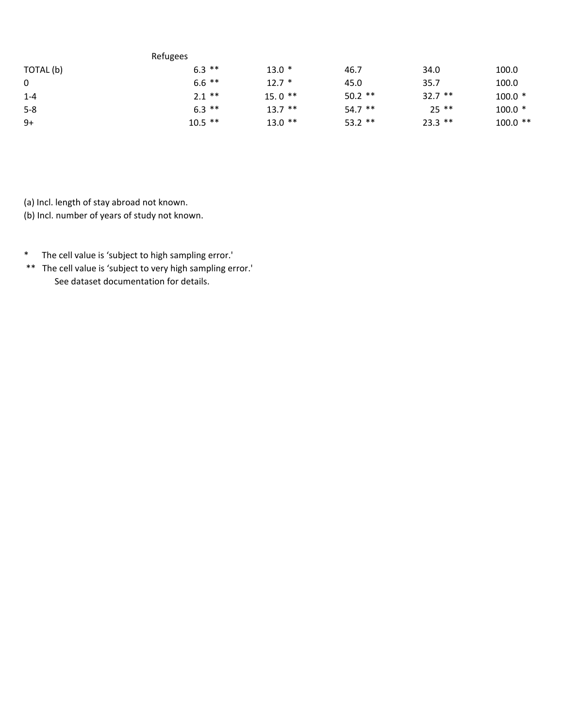| | | | | | |
|---|---|---|---|---|---|
| | Refugees | | | | |
| TOTAL (b) | 6.3 ** | 13.0 * | 46.7 | 34.0 | 100.0 |
| 0 | 6.6 ** | 12.7 * | 45.0 | 35.7 | 100.0 |
| 1-4 | 2.1 ** | 15. 0 ** | 50.2 ** | 32.7 ** | 100.0 * |
| 5-8 | 6.3 ** | 13.7 ** | 54.7 ** | 25 ** | 100.0 * |
| 9+ | 10.5 ** | 13.0 ** | 53.2 ** | 23.3 ** | 100.0 ** |

(a) Incl. length of stay abroad not known.
(b) Incl. number of years of study not known.

* The cell value is 'subject to high sampling error.'
** The cell value is 'subject to very high sampling error.'
See dataset documentation for details.